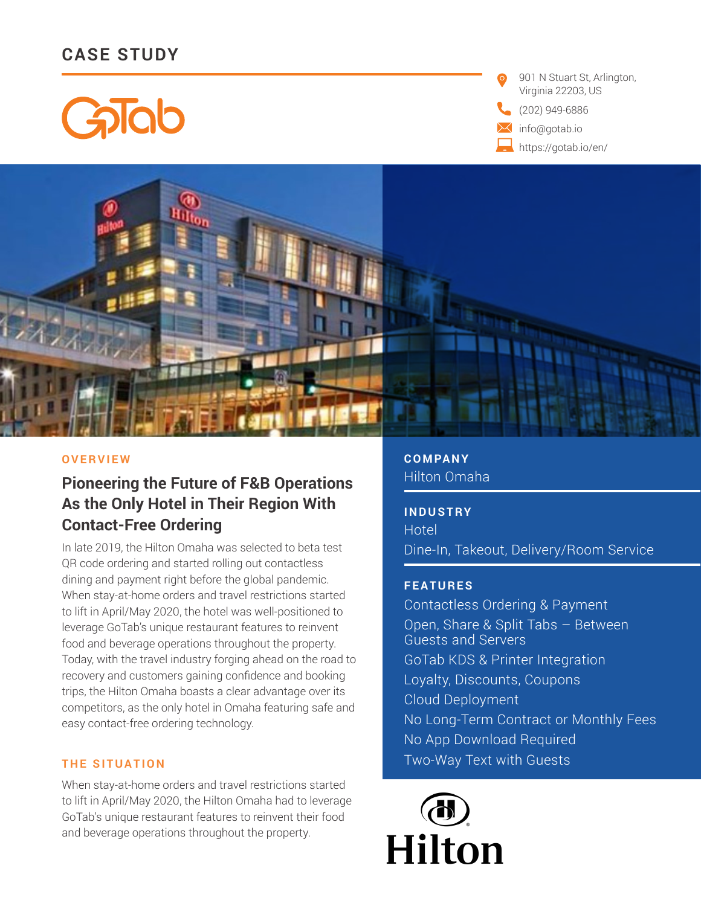# CASE STUDY

GoTab

901 N Stuart St, Arlington, Virginia 22203, US
(202) 949-6886
info@gotab.io
https://gotab.io/en/

## OVERVIEW

### Pioneering the Future of F&B Operations As the Only Hotel in Their Region With Contact-Free Ordering

In late 2019, the Hilton Omaha was selected to beta test QR code ordering and started rolling out contactless dining and payment right before the global pandemic. When stay-at-home orders and travel restrictions started to lift in April/May 2020, the hotel was well-positioned to leverage GoTab's unique restaurant features to reinvent food and beverage operations throughout the property. Today, with the travel industry forging ahead on the road to recovery and customers gaining confidence and booking trips, the Hilton Omaha boasts a clear advantage over its competitors, as the only hotel in Omaha featuring safe and easy contact-free ordering technology.

## THE SITUATION

When stay-at-home orders and travel restrictions started to lift in April/May 2020, the Hilton Omaha had to leverage GoTab's unique restaurant features to reinvent their food and beverage operations throughout the property.

## COMPANY

Hilton Omaha

## INDUSTRY

Hotel
Dine-In, Takeout, Delivery/Room Service

## FEATURES

- Contactless Ordering & Payment
- Open, Share & Split Tabs – Between Guests and Servers
- GoTab KDS & Printer Integration
- Loyalty, Discounts, Coupons
- Cloud Deployment
- No Long-Term Contract or Monthly Fees
- No App Download Required
- Two-Way Text with Guests

Hilton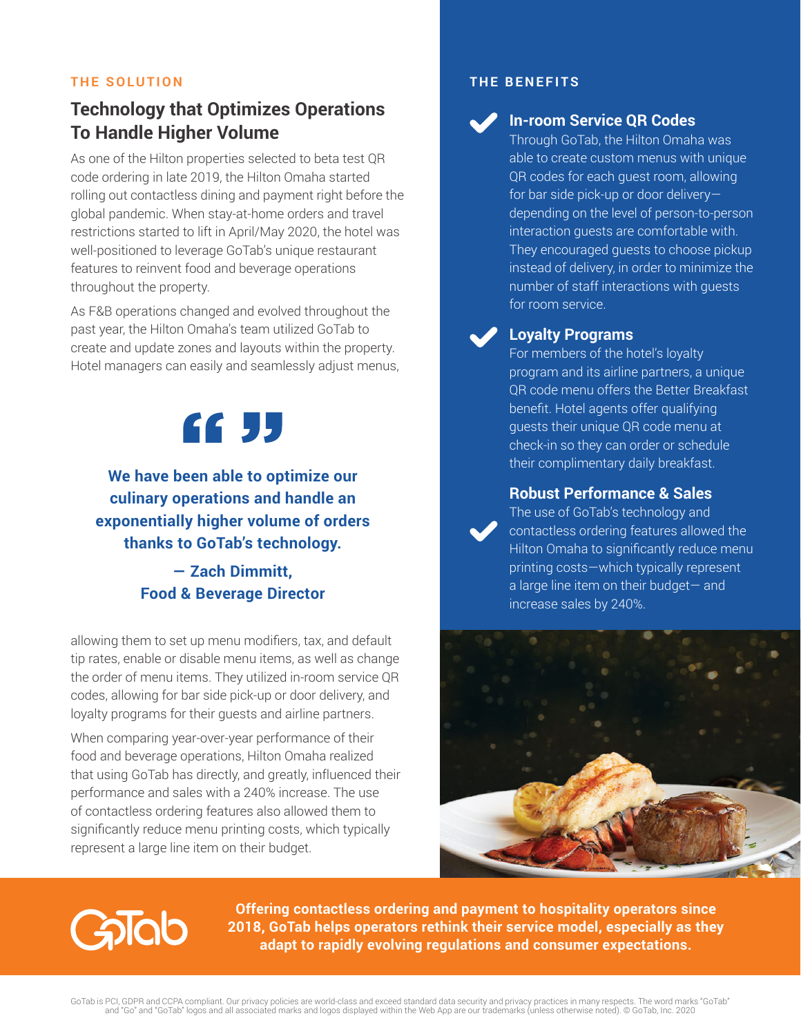## THE SOLUTION

### Technology that Optimizes Operations To Handle Higher Volume

As one of the Hilton properties selected to beta test QR code ordering in late 2019, the Hilton Omaha started rolling out contactless dining and payment right before the global pandemic. When stay-at-home orders and travel restrictions started to lift in April/May 2020, the hotel was well-positioned to leverage GoTab's unique restaurant features to reinvent food and beverage operations throughout the property.

As F&B operations changed and evolved throughout the past year, the Hilton Omaha's team utilized GoTab to create and update zones and layouts within the property. Hotel managers can easily and seamlessly adjust menus, allowing them to set up menu modifiers, tax, and default tip rates, enable or disable menu items, as well as change the order of menu items. They utilized in-room service QR codes, allowing for bar side pick-up or door delivery, and loyalty programs for their guests and airline partners.

> **We have been able to optimize our culinary operations and handle an exponentially higher volume of orders thanks to GoTab's technology.**
>
> **— Zach Dimmitt, Food & Beverage Director**

When comparing year-over-year performance of their food and beverage operations, Hilton Omaha realized that using GoTab has directly, and greatly, influenced their performance and sales with a 240% increase. The use of contactless ordering features also allowed them to significantly reduce menu printing costs, which typically represent a large line item on their budget.

## THE BENEFITS

### In-room Service QR Codes

Through GoTab, the Hilton Omaha was able to create custom menus with unique QR codes for each guest room, allowing for bar side pick-up or door delivery—depending on the level of person-to-person interaction guests are comfortable with. They encouraged guests to choose pickup instead of delivery, in order to minimize the number of staff interactions with guests for room service.

### Loyalty Programs

For members of the hotel's loyalty program and its airline partners, a unique QR code menu offers the Better Breakfast benefit. Hotel agents offer qualifying guests their unique QR code menu at check-in so they can order or schedule their complimentary daily breakfast.

### Robust Performance & Sales

The use of GoTab's technology and contactless ordering features allowed the Hilton Omaha to significantly reduce menu printing costs—which typically represent a large line item on their budget— and increase sales by 240%.

**Offering contactless ordering and payment to hospitality operators since 2018, GoTab helps operators rethink their service model, especially as they adapt to rapidly evolving regulations and consumer expectations.**

GoTab is PCI, GDPR and CCPA compliant. Our privacy policies are world-class and exceed standard data security and privacy practices in many respects. The word marks "GoTab" and "Go" and "GoTab" logos and all associated marks and logos displayed within the Web App are our trademarks (unless otherwise noted). © GoTab, Inc. 2020